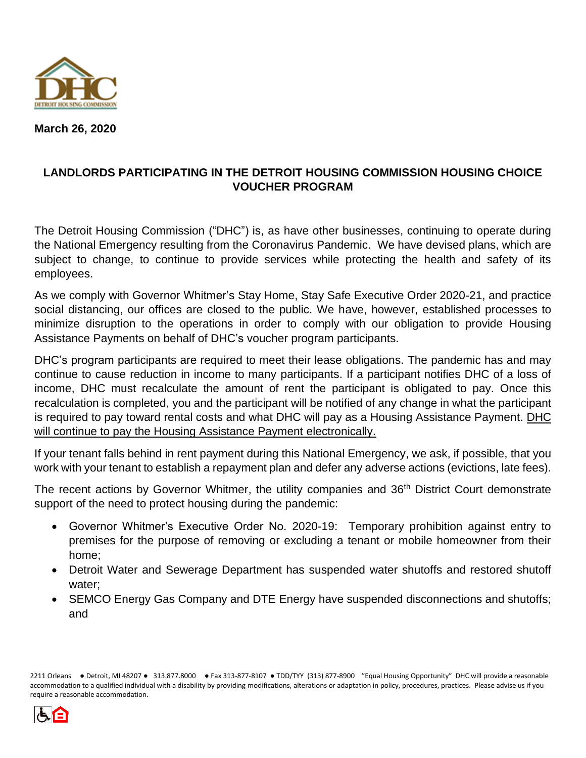March 26, 2020

## LANDLORDS PARTICIPATING IN THE DETROIT HOUSING COMMISSION HOUSING CHOICE VOUCHER PROGRAM

The Detroit Housing Commission ("DHC") is, as have other businesses, continuing to operate during the National Emergency resulting from the Coronavirus Pandemic. We have devised plans, which are subject to change, to continue to provide services while protecting the health and safety of its employees.

As we comply with Governor Whitmer's Stay Home, Stay Safe Executive Order 2020-21, and practice social distancing, our offices are closed to the public. We have, however, established processes to minimize disruption to the operations in order to comply with our obligation to provide Housing Assistance Payments on behalf of DHC's voucher program participants.

DHC's program participants are required to meet their lease obligations. The pandemic has and may continue to cause reduction in income to many participants. If a participant notifies DHC of a loss of income, DHC must recalculate the amount of rent the participant is obligated to pay. Once this recalculation is completed, you and the participant will be notified of any change in what the participant is required to pay toward rental costs and what DHC will pay as a Housing Assistance Payment. DHC will continue to pay the Housing Assistance Payment electronically.

If your tenant falls behind in rent payment during this National Emergency, we ask, if possible, that you work with your tenant to establish a repayment plan and defer any adverse actions (evictions, late fees).

The recent actions by Governor Whitmer, the utility companies and 36th District Court demonstrate support of the need to protect housing during the pandemic:

- Governor Whitmer's Executive Order No. 2020-19: Temporary prohibition against entry to premises for the purpose of removing or excluding a tenant or mobile homeowner from their home;
- Detroit Water and Sewerage Department has suspended water shutoffs and restored shutoff water;
- SEMCO Energy Gas Company and DTE Energy have suspended disconnections and shutoffs; and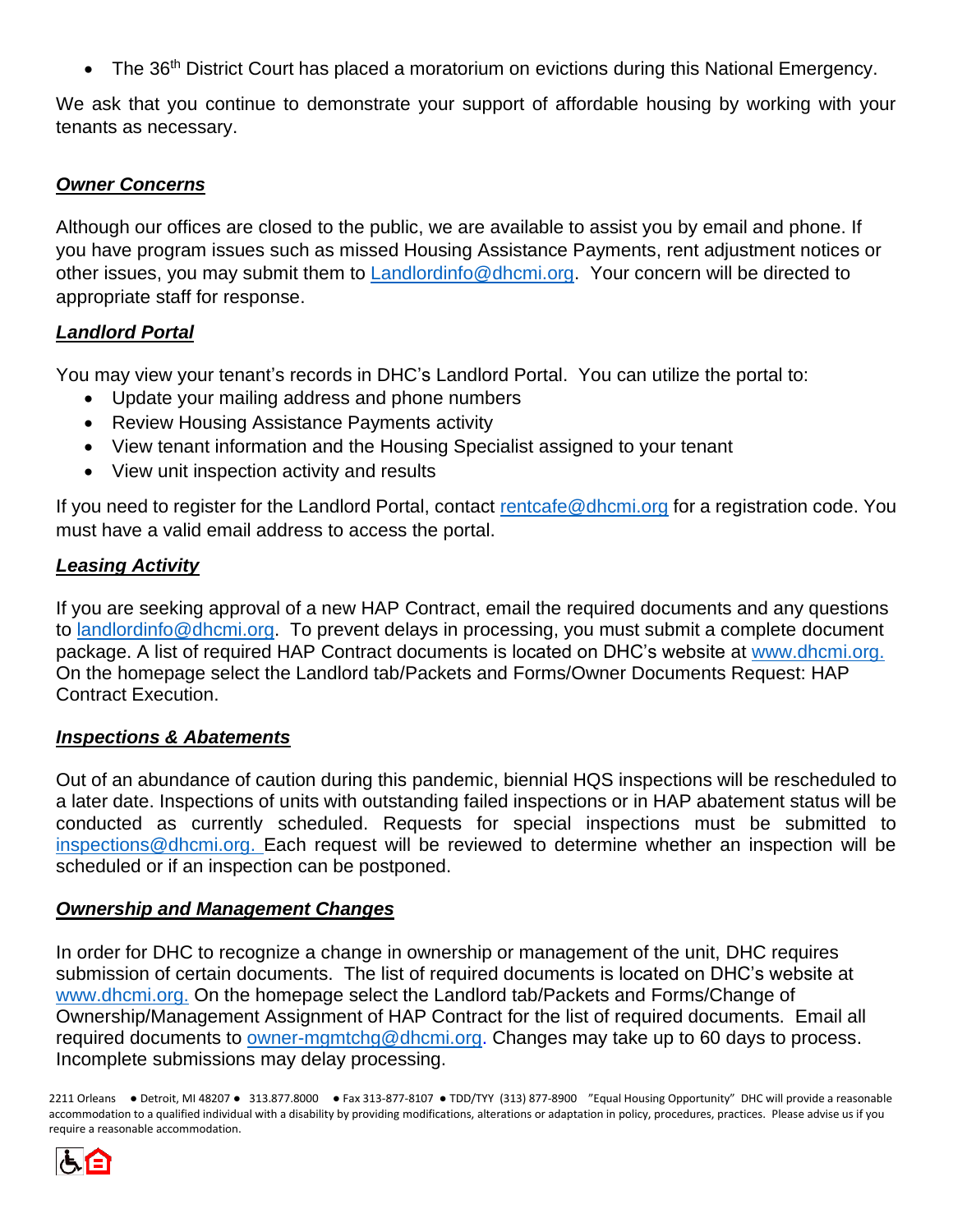- The 36th District Court has placed a moratorium on evictions during this National Emergency.

We ask that you continue to demonstrate your support of affordable housing by working with your tenants as necessary.

***Owner Concerns***

Although our offices are closed to the public, we are available to assist you by email and phone. If you have program issues such as missed Housing Assistance Payments, rent adjustment notices or other issues, you may submit them to Landlordinfo@dhcmi.org. Your concern will be directed to appropriate staff for response.

***Landlord Portal***

You may view your tenant's records in DHC's Landlord Portal. You can utilize the portal to:

- Update your mailing address and phone numbers
- Review Housing Assistance Payments activity
- View tenant information and the Housing Specialist assigned to your tenant
- View unit inspection activity and results

If you need to register for the Landlord Portal, contact rentcafe@dhcmi.org for a registration code. You must have a valid email address to access the portal.

***Leasing Activity***

If you are seeking approval of a new HAP Contract, email the required documents and any questions to landlordinfo@dhcmi.org. To prevent delays in processing, you must submit a complete document package. A list of required HAP Contract documents is located on DHC's website at www.dhcmi.org. On the homepage select the Landlord tab/Packets and Forms/Owner Documents Request: HAP Contract Execution.

***Inspections & Abatements***

Out of an abundance of caution during this pandemic, biennial HQS inspections will be rescheduled to a later date. Inspections of units with outstanding failed inspections or in HAP abatement status will be conducted as currently scheduled. Requests for special inspections must be submitted to inspections@dhcmi.org. Each request will be reviewed to determine whether an inspection will be scheduled or if an inspection can be postponed.

***Ownership and Management Changes***

In order for DHC to recognize a change in ownership or management of the unit, DHC requires submission of certain documents. The list of required documents is located on DHC's website at www.dhcmi.org. On the homepage select the Landlord tab/Packets and Forms/Change of Ownership/Management Assignment of HAP Contract for the list of required documents. Email all required documents to owner-mgmtchg@dhcmi.org. Changes may take up to 60 days to process. Incomplete submissions may delay processing.

2211 Orleans ● Detroit, MI 48207 ● 313.877.8000 ● Fax 313-877-8107 ● TDD/TYY (313) 877-8900 "Equal Housing Opportunity" DHC will provide a reasonable accommodation to a qualified individual with a disability by providing modifications, alterations or adaptation in policy, procedures, practices. Please advise us if you require a reasonable accommodation.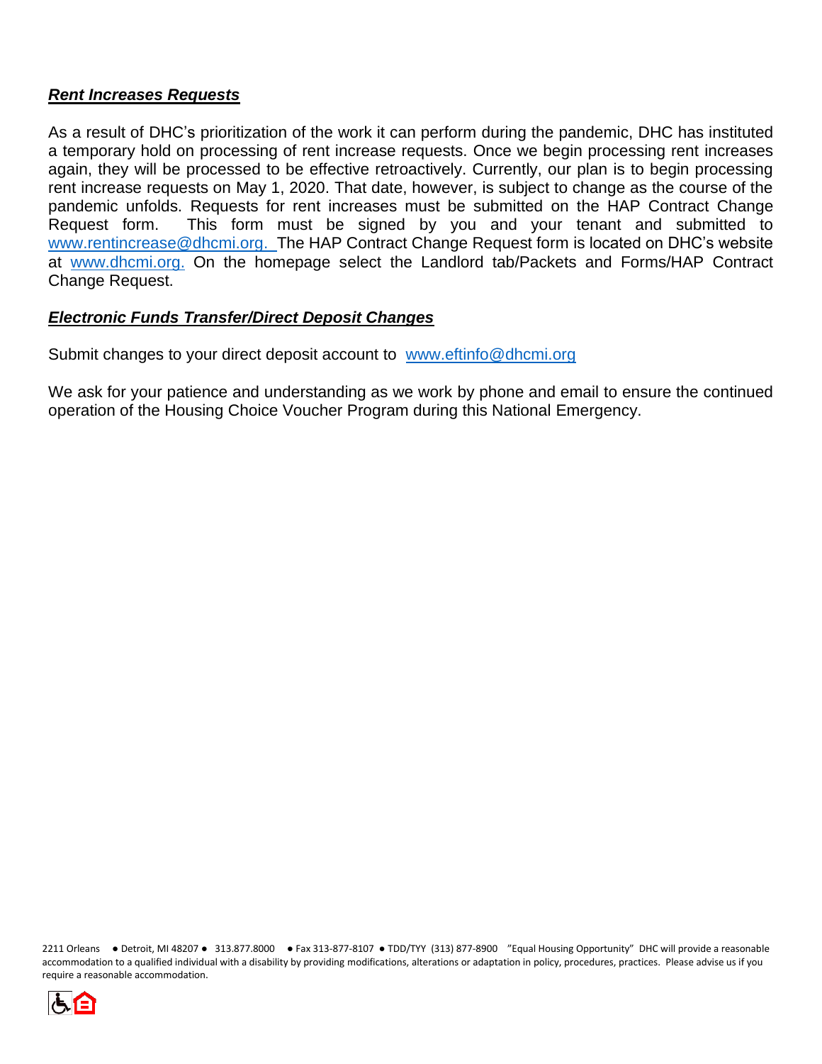***Rent Increases Requests***

As a result of DHC's prioritization of the work it can perform during the pandemic, DHC has instituted a temporary hold on processing of rent increase requests. Once we begin processing rent increases again, they will be processed to be effective retroactively. Currently, our plan is to begin processing rent increase requests on May 1, 2020. That date, however, is subject to change as the course of the pandemic unfolds. Requests for rent increases must be submitted on the HAP Contract Change Request form. This form must be signed by you and your tenant and submitted to www.rentincrease@dhcmi.org. The HAP Contract Change Request form is located on DHC's website at www.dhcmi.org. On the homepage select the Landlord tab/Packets and Forms/HAP Contract Change Request.

***Electronic Funds Transfer/Direct Deposit Changes***

Submit changes to your direct deposit account to www.eftinfo@dhcmi.org

We ask for your patience and understanding as we work by phone and email to ensure the continued operation of the Housing Choice Voucher Program during this National Emergency.

2211 Orleans ● Detroit, MI 48207 ● 313.877.8000 ● Fax 313-877-8107 ● TDD/TYY (313) 877-8900 "Equal Housing Opportunity" DHC will provide a reasonable accommodation to a qualified individual with a disability by providing modifications, alterations or adaptation in policy, procedures, practices. Please advise us if you require a reasonable accommodation.